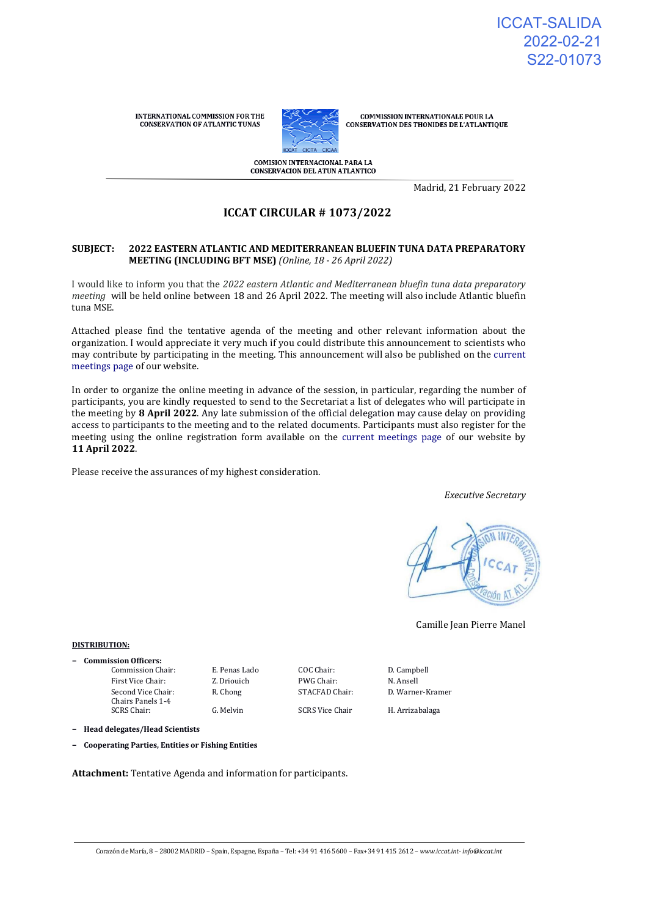ICCAT-SALIDA
2022-02-21
S22-01073

INTERNATIONAL COMMISSION FOR THE CONSERVATION OF ATLANTIC TUNAS

COMMISSION INTERNATIONALE POUR LA CONSERVATION DES THONIDES DE L'ATLANTIQUE

COMISION INTERNACIONAL PARA LA CONSERVACION DEL ATUN ATLANTICO

Madrid, 21 February 2022

## ICCAT CIRCULAR # 1073/2022

**SUBJECT: 2022 EASTERN ATLANTIC AND MEDITERRANEAN BLUEFIN TUNA DATA PREPARATORY MEETING (INCLUDING BFT MSE)** *(Online, 18 - 26 April 2022)*

I would like to inform you that the *2022 eastern Atlantic and Mediterranean bluefin tuna data preparatory meeting* will be held online between 18 and 26 April 2022. The meeting will also include Atlantic bluefin tuna MSE.

Attached please find the tentative agenda of the meeting and other relevant information about the organization. I would appreciate it very much if you could distribute this announcement to scientists who may contribute by participating in the meeting. This announcement will also be published on the current meetings page of our website.

In order to organize the online meeting in advance of the session, in particular, regarding the number of participants, you are kindly requested to send to the Secretariat a list of delegates who will participate in the meeting by **8 April 2022**. Any late submission of the official delegation may cause delay on providing access to participants to the meeting and to the related documents. Participants must also register for the meeting using the online registration form available on the current meetings page of our website by **11 April 2022**.

Please receive the assurances of my highest consideration.

*Executive Secretary*

Camille Jean Pierre Manel

**DISTRIBUTION:**

- **Commission Officers:**

| | | | |
|---|---|---|---|
| Commission Chair: | E. Penas Lado | COC Chair: | D. Campbell |
| First Vice Chair: | Z. Driouich | PWG Chair: | N. Ansell |
| Second Vice Chair: | R. Chong | STACFAD Chair: | D. Warner-Kramer |
| Chairs Panels 1-4 | | | |
| SCRS Chair: | G. Melvin | SCRS Vice Chair | H. Arrizabalaga |

- **Head delegates/Head Scientists**
- **Cooperating Parties, Entities or Fishing Entities**

**Attachment:** Tentative Agenda and information for participants.

Corazón de María, 8 – 28002 MADRID – Spain, Espagne, España – Tel: +34 91 416 5600 – Fax+34 91 415 2612 – *www.iccat.int- info@iccat.int*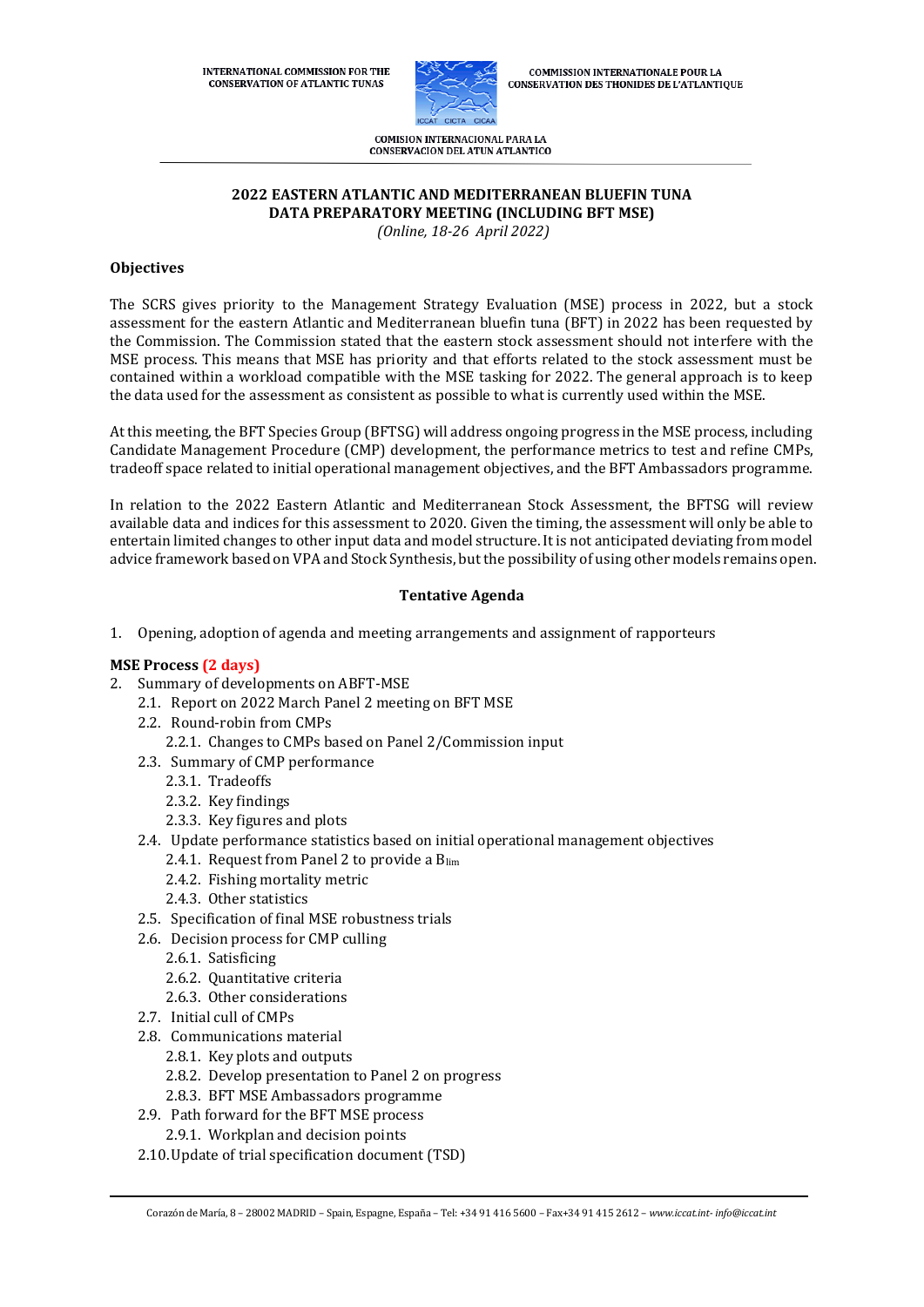INTERNATIONAL COMMISSION FOR THE CONSERVATION OF ATLANTIC TUNAS

COMMISSION INTERNATIONALE POUR LA CONSERVATION DES THONIDES DE L'ATLANTIQUE

COMISION INTERNACIONAL PARA LA CONSERVACION DEL ATUN ATLANTICO

# 2022 EASTERN ATLANTIC AND MEDITERRANEAN BLUEFIN TUNA DATA PREPARATORY MEETING (INCLUDING BFT MSE)

*(Online, 18-26 April 2022)*

**Objectives**

The SCRS gives priority to the Management Strategy Evaluation (MSE) process in 2022, but a stock assessment for the eastern Atlantic and Mediterranean bluefin tuna (BFT) in 2022 has been requested by the Commission. The Commission stated that the eastern stock assessment should not interfere with the MSE process. This means that MSE has priority and that efforts related to the stock assessment must be contained within a workload compatible with the MSE tasking for 2022. The general approach is to keep the data used for the assessment as consistent as possible to what is currently used within the MSE.

At this meeting, the BFT Species Group (BFTSG) will address ongoing progress in the MSE process, including Candidate Management Procedure (CMP) development, the performance metrics to test and refine CMPs, tradeoff space related to initial operational management objectives, and the BFT Ambassadors programme.

In relation to the 2022 Eastern Atlantic and Mediterranean Stock Assessment, the BFTSG will review available data and indices for this assessment to 2020. Given the timing, the assessment will only be able to entertain limited changes to other input data and model structure. It is not anticipated deviating from model advice framework based on VPA and Stock Synthesis, but the possibility of using other models remains open.

## Tentative Agenda

1. Opening, adoption of agenda and meeting arrangements and assignment of rapporteurs

**MSE Process (2 days)**

2. Summary of developments on ABFT-MSE
    - 2.1. Report on 2022 March Panel 2 meeting on BFT MSE
    - 2.2. Round-robin from CMPs
        - 2.2.1. Changes to CMPs based on Panel 2/Commission input
    - 2.3. Summary of CMP performance
        - 2.3.1. Tradeoffs
        - 2.3.2. Key findings
        - 2.3.3. Key figures and plots
    - 2.4. Update performance statistics based on initial operational management objectives
        - 2.4.1. Request from Panel 2 to provide a $B_{lim}$
        - 2.4.2. Fishing mortality metric
        - 2.4.3. Other statistics
    - 2.5. Specification of final MSE robustness trials
    - 2.6. Decision process for CMP culling
        - 2.6.1. Satisficing
        - 2.6.2. Quantitative criteria
        - 2.6.3. Other considerations
    - 2.7. Initial cull of CMPs
    - 2.8. Communications material
        - 2.8.1. Key plots and outputs
        - 2.8.2. Develop presentation to Panel 2 on progress
        - 2.8.3. BFT MSE Ambassadors programme
    - 2.9. Path forward for the BFT MSE process
        - 2.9.1. Workplan and decision points
    - 2.10. Update of trial specification document (TSD)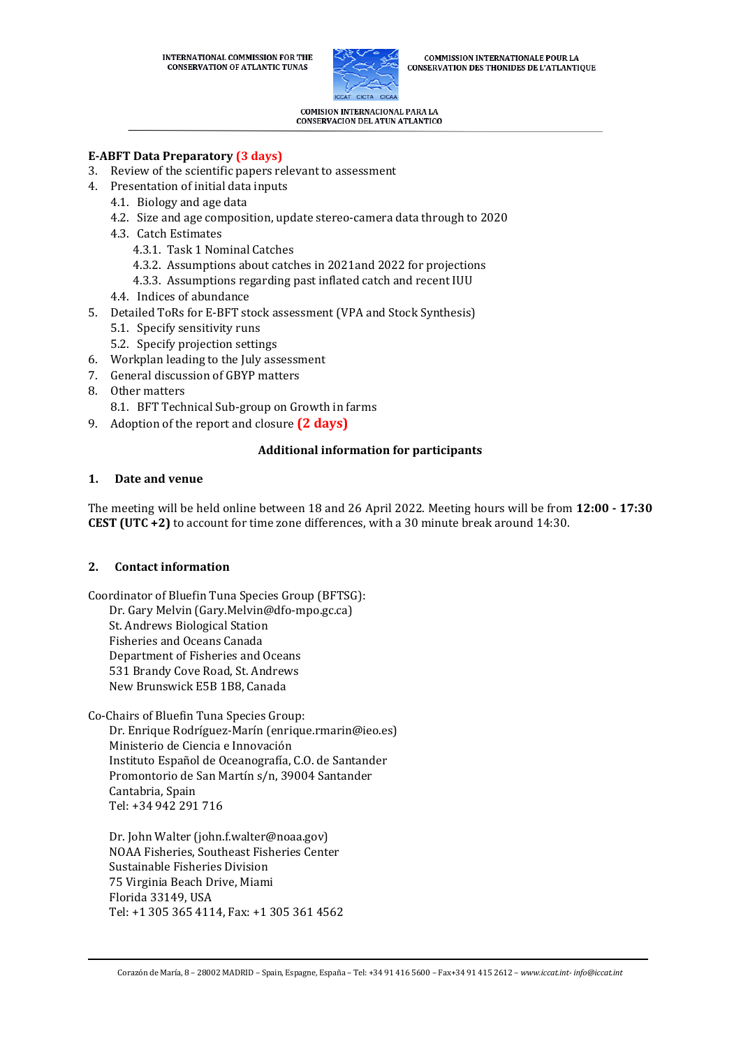**E-ABFT Data Preparatory (3 days)**

3. Review of the scientific papers relevant to assessment
4. Presentation of initial data inputs
   - 4.1. Biology and age data
   - 4.2. Size and age composition, update stereo-camera data through to 2020
   - 4.3. Catch Estimates
     - 4.3.1. Task 1 Nominal Catches
     - 4.3.2. Assumptions about catches in 2021and 2022 for projections
     - 4.3.3. Assumptions regarding past inflated catch and recent IUU
   - 4.4. Indices of abundance
5. Detailed ToRs for E-BFT stock assessment (VPA and Stock Synthesis)
   - 5.1. Specify sensitivity runs
   - 5.2. Specify projection settings
6. Workplan leading to the July assessment
7. General discussion of GBYP matters
8. Other matters
   - 8.1. BFT Technical Sub-group on Growth in farms
9. Adoption of the report and closure **(2 days)**

## Additional information for participants

### 1. Date and venue

The meeting will be held online between 18 and 26 April 2022. Meeting hours will be from **12:00 - 17:30 CEST (UTC +2)** to account for time zone differences, with a 30 minute break around 14:30.

### 2. Contact information

Coordinator of Bluefin Tuna Species Group (BFTSG):

Dr. Gary Melvin (Gary.Melvin@dfo-mpo.gc.ca)
St. Andrews Biological Station
Fisheries and Oceans Canada
Department of Fisheries and Oceans
531 Brandy Cove Road, St. Andrews
New Brunswick E5B 1B8, Canada

Co-Chairs of Bluefin Tuna Species Group:

Dr. Enrique Rodríguez-Marín (enrique.rmarin@ieo.es)
Ministerio de Ciencia e Innovación
Instituto Español de Oceanografía, C.O. de Santander
Promontorio de San Martín s/n, 39004 Santander
Cantabria, Spain
Tel: +34 942 291 716

Dr. John Walter (john.f.walter@noaa.gov)
NOAA Fisheries, Southeast Fisheries Center
Sustainable Fisheries Division
75 Virginia Beach Drive, Miami
Florida 33149, USA
Tel: +1 305 365 4114, Fax: +1 305 361 4562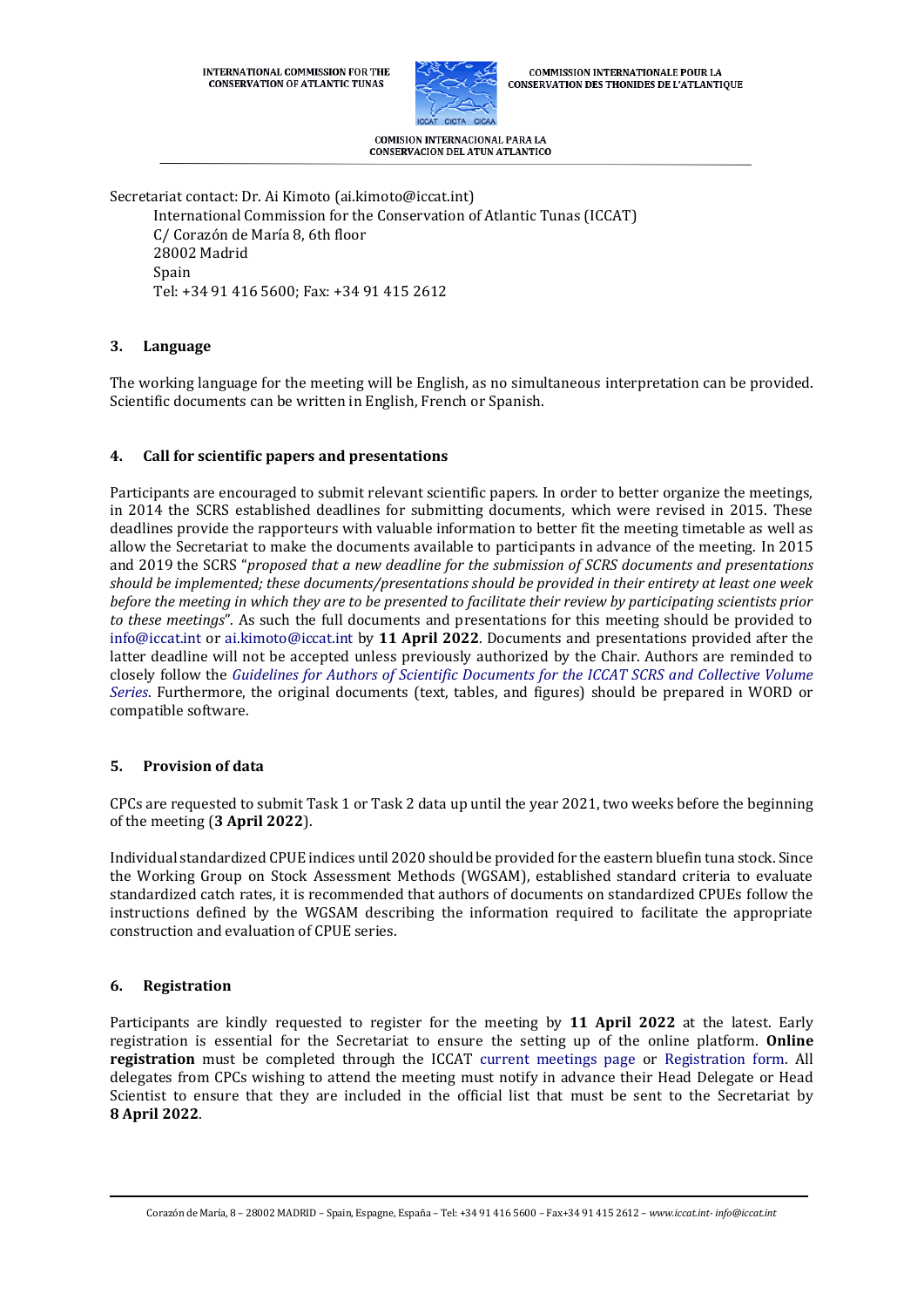Secretariat contact: Dr. Ai Kimoto (ai.kimoto@iccat.int)
International Commission for the Conservation of Atlantic Tunas (ICCAT)
C/ Corazón de María 8, 6th floor
28002 Madrid
Spain
Tel: +34 91 416 5600; Fax: +34 91 415 2612

## 3. Language

The working language for the meeting will be English, as no simultaneous interpretation can be provided. Scientific documents can be written in English, French or Spanish.

## 4. Call for scientific papers and presentations

Participants are encouraged to submit relevant scientific papers. In order to better organize the meetings, in 2014 the SCRS established deadlines for submitting documents, which were revised in 2015. These deadlines provide the rapporteurs with valuable information to better fit the meeting timetable as well as allow the Secretariat to make the documents available to participants in advance of the meeting. In 2015 and 2019 the SCRS "*proposed that a new deadline for the submission of SCRS documents and presentations should be implemented; these documents/presentations should be provided in their entirety at least one week before the meeting in which they are to be presented to facilitate their review by participating scientists prior to these meetings*". As such the full documents and presentations for this meeting should be provided to info@iccat.int or ai.kimoto@iccat.int by **11 April 2022**. Documents and presentations provided after the latter deadline will not be accepted unless previously authorized by the Chair. Authors are reminded to closely follow the *Guidelines for Authors of Scientific Documents for the ICCAT SCRS and Collective Volume Series*. Furthermore, the original documents (text, tables, and figures) should be prepared in WORD or compatible software.

## 5. Provision of data

CPCs are requested to submit Task 1 or Task 2 data up until the year 2021, two weeks before the beginning of the meeting (**3 April 2022**).

Individual standardized CPUE indices until 2020 should be provided for the eastern bluefin tuna stock. Since the Working Group on Stock Assessment Methods (WGSAM), established standard criteria to evaluate standardized catch rates, it is recommended that authors of documents on standardized CPUEs follow the instructions defined by the WGSAM describing the information required to facilitate the appropriate construction and evaluation of CPUE series.

## 6. Registration

Participants are kindly requested to register for the meeting by **11 April 2022** at the latest. Early registration is essential for the Secretariat to ensure the setting up of the online platform. **Online registration** must be completed through the ICCAT current meetings page or Registration form. All delegates from CPCs wishing to attend the meeting must notify in advance their Head Delegate or Head Scientist to ensure that they are included in the official list that must be sent to the Secretariat by **8 April 2022**.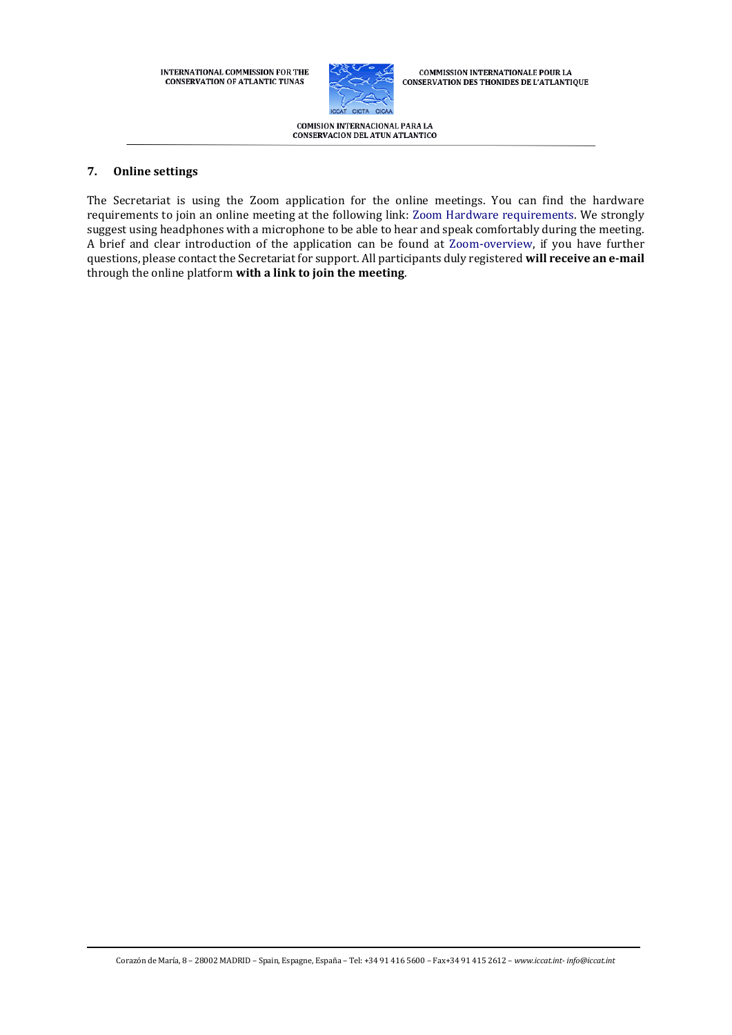## 7. Online settings

The Secretariat is using the Zoom application for the online meetings. You can find the hardware requirements to join an online meeting at the following link: Zoom Hardware requirements. We strongly suggest using headphones with a microphone to be able to hear and speak comfortably during the meeting. A brief and clear introduction of the application can be found at Zoom-overview, if you have further questions, please contact the Secretariat for support. All participants duly registered **will receive an e-mail** through the online platform **with a link to join the meeting**.